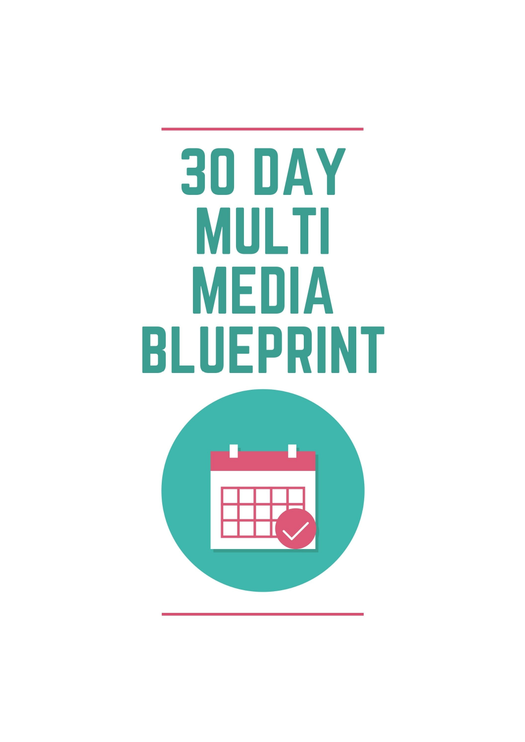# 30 DAY MULTI MEDIA BLUEPRINT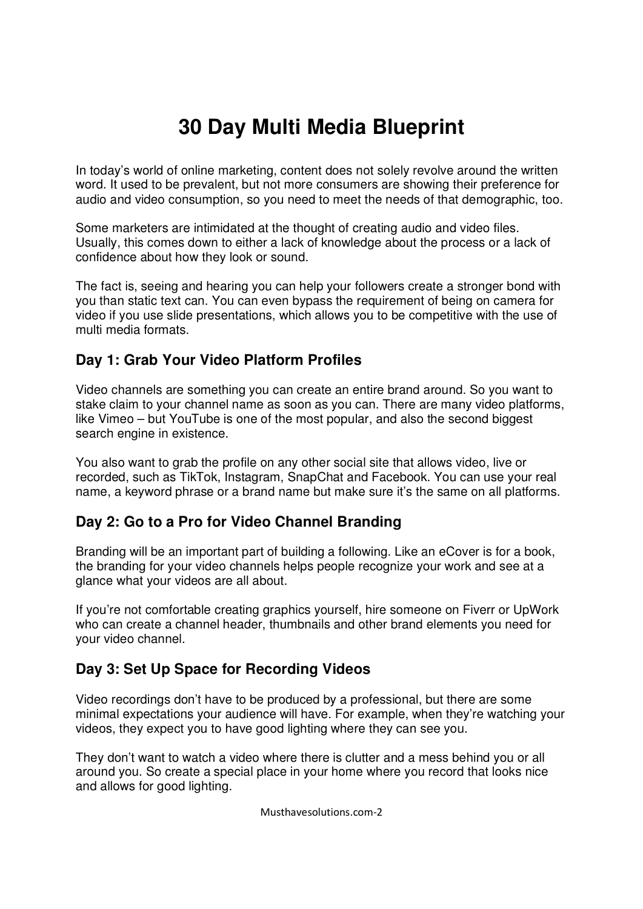# 30 Day Multi Media Blueprint

In today's world of online marketing, content does not solely revolve around the written word. It used to be prevalent, but not more consumers are showing their preference for audio and video consumption, so you need to meet the needs of that demographic, too.

Some marketers are intimidated at the thought of creating audio and video files. Usually, this comes down to either a lack of knowledge about the process or a lack of confidence about how they look or sound.

The fact is, seeing and hearing you can help your followers create a stronger bond with you than static text can. You can even bypass the requirement of being on camera for video if you use slide presentations, which allows you to be competitive with the use of multi media formats.

## Day 1: Grab Your Video Platform Profiles

Video channels are something you can create an entire brand around. So you want to stake claim to your channel name as soon as you can. There are many video platforms, like Vimeo – but YouTube is one of the most popular, and also the second biggest search engine in existence.

You also want to grab the profile on any other social site that allows video, live or recorded, such as TikTok, Instagram, SnapChat and Facebook. You can use your real name, a keyword phrase or a brand name but make sure it's the same on all platforms.

## Day 2: Go to a Pro for Video Channel Branding

Branding will be an important part of building a following. Like an eCover is for a book, the branding for your video channels helps people recognize your work and see at a glance what your videos are all about.

If you're not comfortable creating graphics yourself, hire someone on Fiverr or UpWork who can create a channel header, thumbnails and other brand elements you need for your video channel.

## Day 3: Set Up Space for Recording Videos

Video recordings don't have to be produced by a professional, but there are some minimal expectations your audience will have. For example, when they're watching your videos, they expect you to have good lighting where they can see you.

They don't want to watch a video where there is clutter and a mess behind you or all around you. So create a special place in your home where you record that looks nice and allows for good lighting.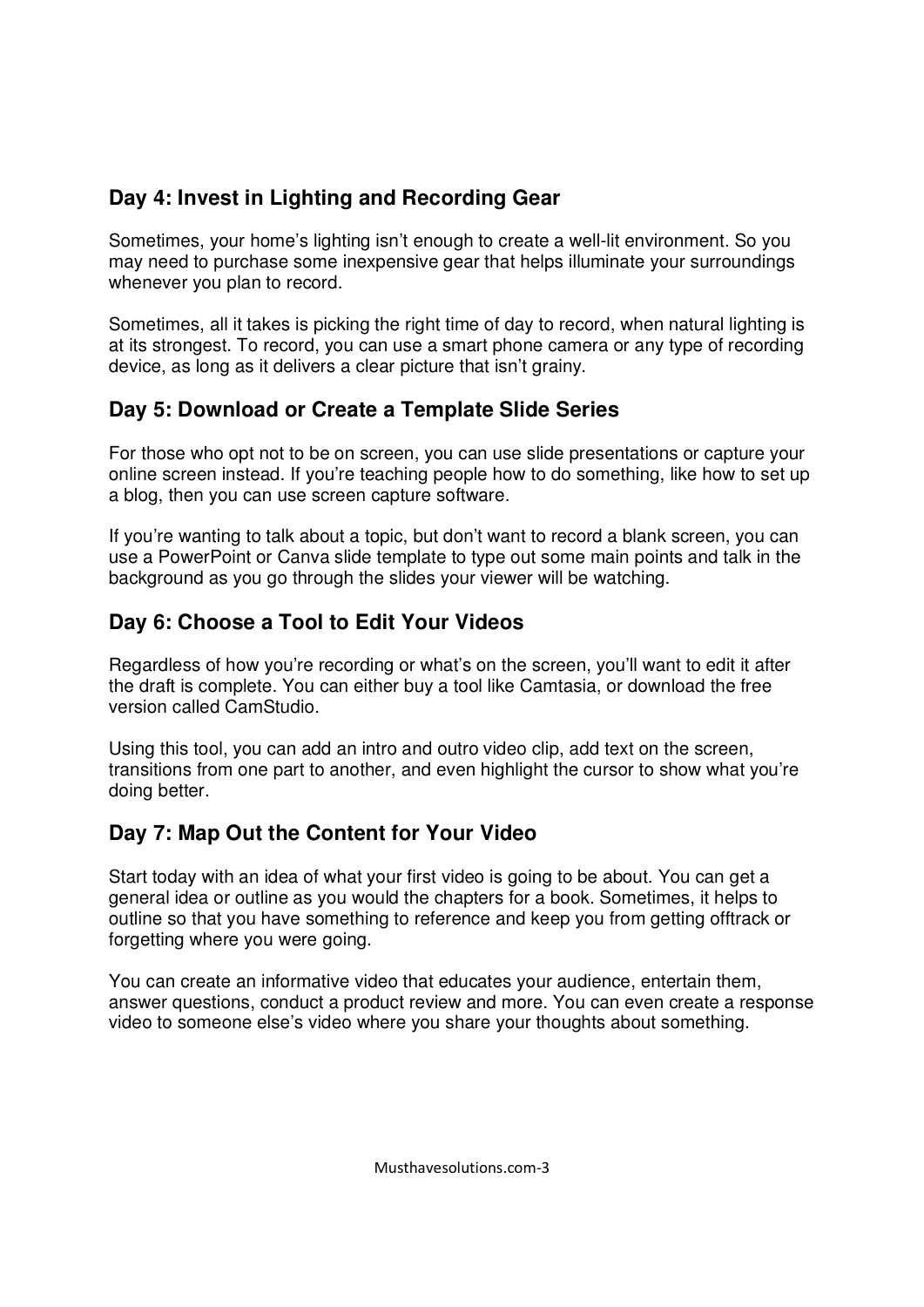## Day 4: Invest in Lighting and Recording Gear

Sometimes, your home's lighting isn't enough to create a well-lit environment. So you may need to purchase some inexpensive gear that helps illuminate your surroundings whenever you plan to record.

Sometimes, all it takes is picking the right time of day to record, when natural lighting is at its strongest. To record, you can use a smart phone camera or any type of recording device, as long as it delivers a clear picture that isn't grainy.

## Day 5: Download or Create a Template Slide Series

For those who opt not to be on screen, you can use slide presentations or capture your online screen instead. If you're teaching people how to do something, like how to set up a blog, then you can use screen capture software.

If you're wanting to talk about a topic, but don't want to record a blank screen, you can use a PowerPoint or Canva slide template to type out some main points and talk in the background as you go through the slides your viewer will be watching.

## Day 6: Choose a Tool to Edit Your Videos

Regardless of how you're recording or what's on the screen, you'll want to edit it after the draft is complete. You can either buy a tool like Camtasia, or download the free version called CamStudio.

Using this tool, you can add an intro and outro video clip, add text on the screen, transitions from one part to another, and even highlight the cursor to show what you're doing better.

## Day 7: Map Out the Content for Your Video

Start today with an idea of what your first video is going to be about. You can get a general idea or outline as you would the chapters for a book. Sometimes, it helps to outline so that you have something to reference and keep you from getting offtrack or forgetting where you were going.

You can create an informative video that educates your audience, entertain them, answer questions, conduct a product review and more. You can even create a response video to someone else's video where you share your thoughts about something.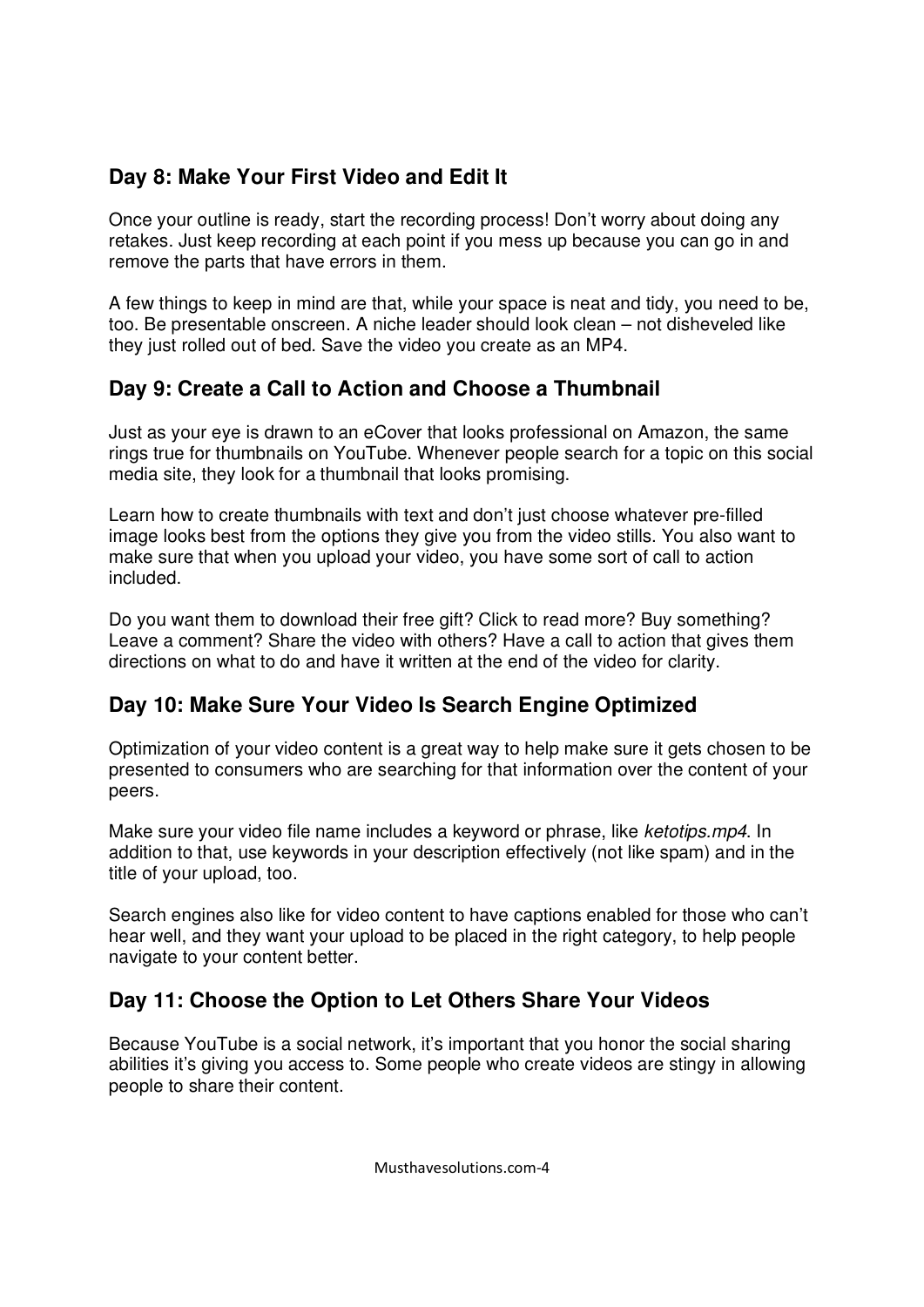## Day 8: Make Your First Video and Edit It

Once your outline is ready, start the recording process! Don't worry about doing any retakes. Just keep recording at each point if you mess up because you can go in and remove the parts that have errors in them.

A few things to keep in mind are that, while your space is neat and tidy, you need to be, too. Be presentable onscreen. A niche leader should look clean – not disheveled like they just rolled out of bed. Save the video you create as an MP4.

## Day 9: Create a Call to Action and Choose a Thumbnail

Just as your eye is drawn to an eCover that looks professional on Amazon, the same rings true for thumbnails on YouTube. Whenever people search for a topic on this social media site, they look for a thumbnail that looks promising.

Learn how to create thumbnails with text and don't just choose whatever pre-filled image looks best from the options they give you from the video stills. You also want to make sure that when you upload your video, you have some sort of call to action included.

Do you want them to download their free gift? Click to read more? Buy something? Leave a comment? Share the video with others? Have a call to action that gives them directions on what to do and have it written at the end of the video for clarity.

## Day 10: Make Sure Your Video Is Search Engine Optimized

Optimization of your video content is a great way to help make sure it gets chosen to be presented to consumers who are searching for that information over the content of your peers.

Make sure your video file name includes a keyword or phrase, like *ketotips.mp4*. In addition to that, use keywords in your description effectively (not like spam) and in the title of your upload, too.

Search engines also like for video content to have captions enabled for those who can't hear well, and they want your upload to be placed in the right category, to help people navigate to your content better.

## Day 11: Choose the Option to Let Others Share Your Videos

Because YouTube is a social network, it's important that you honor the social sharing abilities it's giving you access to. Some people who create videos are stingy in allowing people to share their content.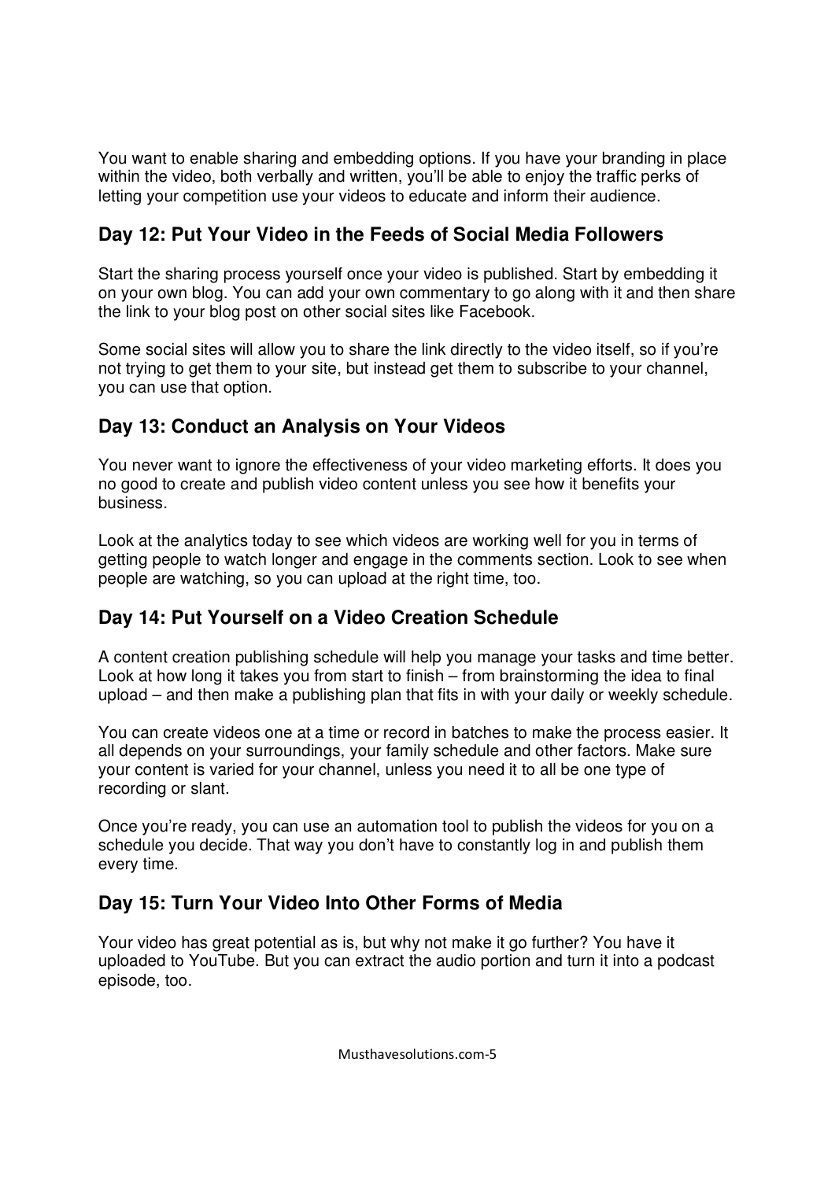You want to enable sharing and embedding options. If you have your branding in place within the video, both verbally and written, you'll be able to enjoy the traffic perks of letting your competition use your videos to educate and inform their audience.

## Day 12: Put Your Video in the Feeds of Social Media Followers

Start the sharing process yourself once your video is published. Start by embedding it on your own blog. You can add your own commentary to go along with it and then share the link to your blog post on other social sites like Facebook.

Some social sites will allow you to share the link directly to the video itself, so if you're not trying to get them to your site, but instead get them to subscribe to your channel, you can use that option.

## Day 13: Conduct an Analysis on Your Videos

You never want to ignore the effectiveness of your video marketing efforts. It does you no good to create and publish video content unless you see how it benefits your business.

Look at the analytics today to see which videos are working well for you in terms of getting people to watch longer and engage in the comments section. Look to see when people are watching, so you can upload at the right time, too.

## Day 14: Put Yourself on a Video Creation Schedule

A content creation publishing schedule will help you manage your tasks and time better. Look at how long it takes you from start to finish – from brainstorming the idea to final upload – and then make a publishing plan that fits in with your daily or weekly schedule.

You can create videos one at a time or record in batches to make the process easier. It all depends on your surroundings, your family schedule and other factors. Make sure your content is varied for your channel, unless you need it to all be one type of recording or slant.

Once you're ready, you can use an automation tool to publish the videos for you on a schedule you decide. That way you don't have to constantly log in and publish them every time.

## Day 15: Turn Your Video Into Other Forms of Media

Your video has great potential as is, but why not make it go further? You have it uploaded to YouTube. But you can extract the audio portion and turn it into a podcast episode, too.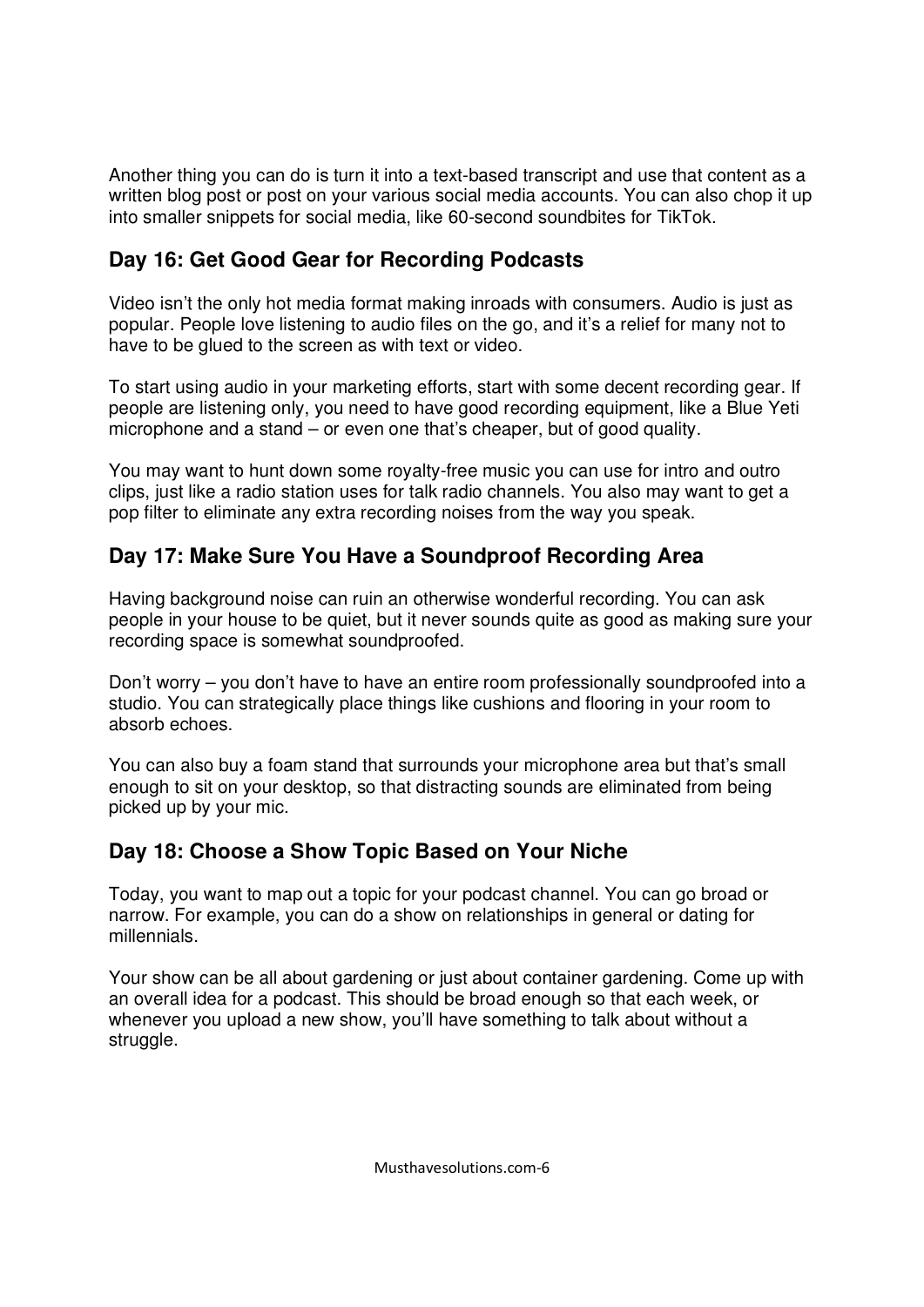Another thing you can do is turn it into a text-based transcript and use that content as a written blog post or post on your various social media accounts. You can also chop it up into smaller snippets for social media, like 60-second soundbites for TikTok.

## Day 16: Get Good Gear for Recording Podcasts

Video isn't the only hot media format making inroads with consumers. Audio is just as popular. People love listening to audio files on the go, and it's a relief for many not to have to be glued to the screen as with text or video.

To start using audio in your marketing efforts, start with some decent recording gear. If people are listening only, you need to have good recording equipment, like a Blue Yeti microphone and a stand – or even one that's cheaper, but of good quality.

You may want to hunt down some royalty-free music you can use for intro and outro clips, just like a radio station uses for talk radio channels. You also may want to get a pop filter to eliminate any extra recording noises from the way you speak.

## Day 17: Make Sure You Have a Soundproof Recording Area

Having background noise can ruin an otherwise wonderful recording. You can ask people in your house to be quiet, but it never sounds quite as good as making sure your recording space is somewhat soundproofed.

Don't worry – you don't have to have an entire room professionally soundproofed into a studio. You can strategically place things like cushions and flooring in your room to absorb echoes.

You can also buy a foam stand that surrounds your microphone area but that's small enough to sit on your desktop, so that distracting sounds are eliminated from being picked up by your mic.

## Day 18: Choose a Show Topic Based on Your Niche

Today, you want to map out a topic for your podcast channel. You can go broad or narrow. For example, you can do a show on relationships in general or dating for millennials.

Your show can be all about gardening or just about container gardening. Come up with an overall idea for a podcast. This should be broad enough so that each week, or whenever you upload a new show, you'll have something to talk about without a struggle.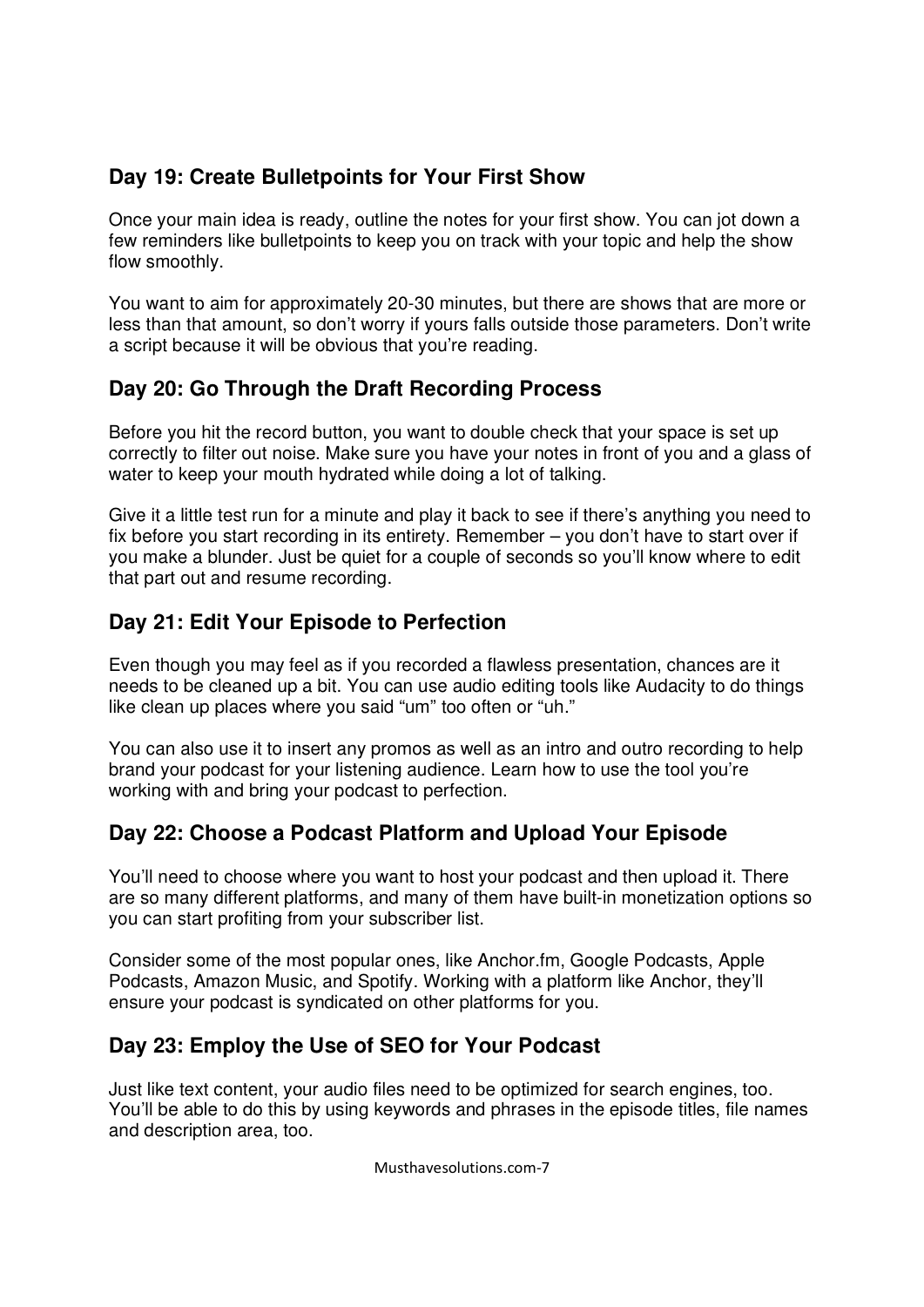## Day 19: Create Bulletpoints for Your First Show

Once your main idea is ready, outline the notes for your first show. You can jot down a few reminders like bulletpoints to keep you on track with your topic and help the show flow smoothly.

You want to aim for approximately 20-30 minutes, but there are shows that are more or less than that amount, so don't worry if yours falls outside those parameters. Don't write a script because it will be obvious that you're reading.

## Day 20: Go Through the Draft Recording Process

Before you hit the record button, you want to double check that your space is set up correctly to filter out noise. Make sure you have your notes in front of you and a glass of water to keep your mouth hydrated while doing a lot of talking.

Give it a little test run for a minute and play it back to see if there's anything you need to fix before you start recording in its entirety. Remember – you don't have to start over if you make a blunder. Just be quiet for a couple of seconds so you'll know where to edit that part out and resume recording.

## Day 21: Edit Your Episode to Perfection

Even though you may feel as if you recorded a flawless presentation, chances are it needs to be cleaned up a bit. You can use audio editing tools like Audacity to do things like clean up places where you said "um" too often or "uh."

You can also use it to insert any promos as well as an intro and outro recording to help brand your podcast for your listening audience. Learn how to use the tool you're working with and bring your podcast to perfection.

## Day 22: Choose a Podcast Platform and Upload Your Episode

You'll need to choose where you want to host your podcast and then upload it. There are so many different platforms, and many of them have built-in monetization options so you can start profiting from your subscriber list.

Consider some of the most popular ones, like Anchor.fm, Google Podcasts, Apple Podcasts, Amazon Music, and Spotify. Working with a platform like Anchor, they'll ensure your podcast is syndicated on other platforms for you.

## Day 23: Employ the Use of SEO for Your Podcast

Just like text content, your audio files need to be optimized for search engines, too. You'll be able to do this by using keywords and phrases in the episode titles, file names and description area, too.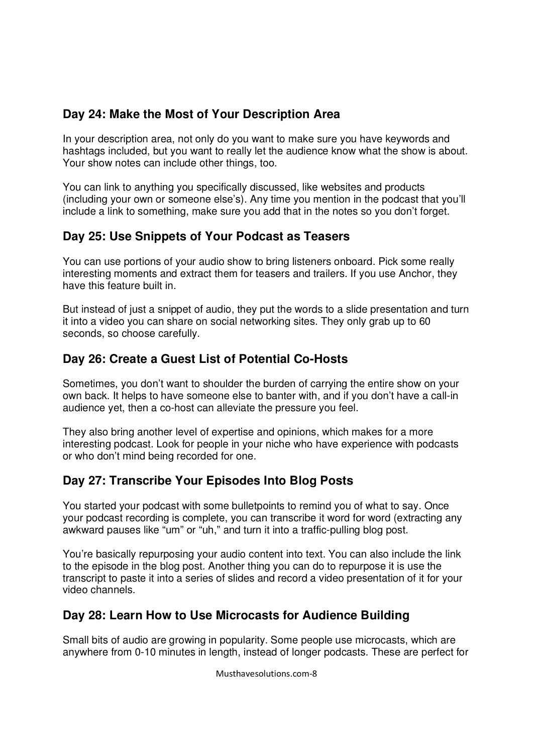## Day 24: Make the Most of Your Description Area

In your description area, not only do you want to make sure you have keywords and hashtags included, but you want to really let the audience know what the show is about. Your show notes can include other things, too.

You can link to anything you specifically discussed, like websites and products (including your own or someone else's). Any time you mention in the podcast that you'll include a link to something, make sure you add that in the notes so you don't forget.

## Day 25: Use Snippets of Your Podcast as Teasers

You can use portions of your audio show to bring listeners onboard. Pick some really interesting moments and extract them for teasers and trailers. If you use Anchor, they have this feature built in.

But instead of just a snippet of audio, they put the words to a slide presentation and turn it into a video you can share on social networking sites. They only grab up to 60 seconds, so choose carefully.

## Day 26: Create a Guest List of Potential Co-Hosts

Sometimes, you don't want to shoulder the burden of carrying the entire show on your own back. It helps to have someone else to banter with, and if you don't have a call-in audience yet, then a co-host can alleviate the pressure you feel.

They also bring another level of expertise and opinions, which makes for a more interesting podcast. Look for people in your niche who have experience with podcasts or who don't mind being recorded for one.

## Day 27: Transcribe Your Episodes Into Blog Posts

You started your podcast with some bulletpoints to remind you of what to say. Once your podcast recording is complete, you can transcribe it word for word (extracting any awkward pauses like "um" or "uh," and turn it into a traffic-pulling blog post.

You're basically repurposing your audio content into text. You can also include the link to the episode in the blog post. Another thing you can do to repurpose it is use the transcript to paste it into a series of slides and record a video presentation of it for your video channels.

## Day 28: Learn How to Use Microcasts for Audience Building

Small bits of audio are growing in popularity. Some people use microcasts, which are anywhere from 0-10 minutes in length, instead of longer podcasts. These are perfect for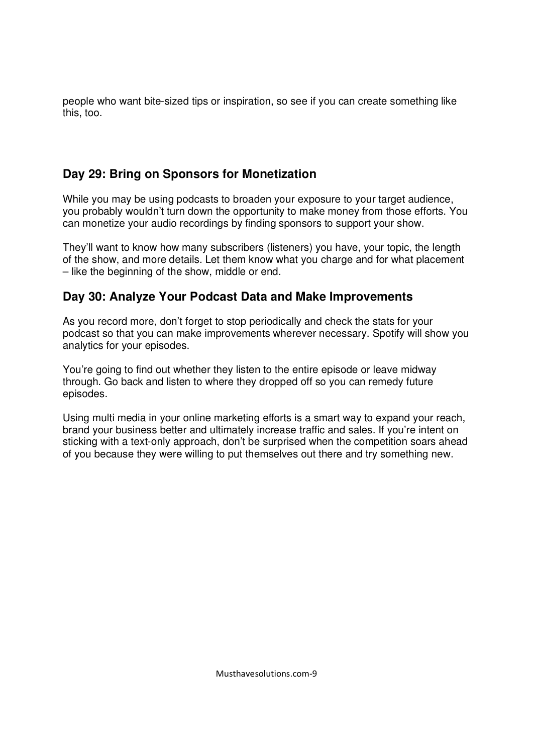people who want bite-sized tips or inspiration, so see if you can create something like this, too.

## Day 29: Bring on Sponsors for Monetization

While you may be using podcasts to broaden your exposure to your target audience, you probably wouldn't turn down the opportunity to make money from those efforts. You can monetize your audio recordings by finding sponsors to support your show.

They'll want to know how many subscribers (listeners) you have, your topic, the length of the show, and more details. Let them know what you charge and for what placement – like the beginning of the show, middle or end.

## Day 30: Analyze Your Podcast Data and Make Improvements

As you record more, don't forget to stop periodically and check the stats for your podcast so that you can make improvements wherever necessary. Spotify will show you analytics for your episodes.

You're going to find out whether they listen to the entire episode or leave midway through. Go back and listen to where they dropped off so you can remedy future episodes.

Using multi media in your online marketing efforts is a smart way to expand your reach, brand your business better and ultimately increase traffic and sales. If you're intent on sticking with a text-only approach, don't be surprised when the competition soars ahead of you because they were willing to put themselves out there and try something new.